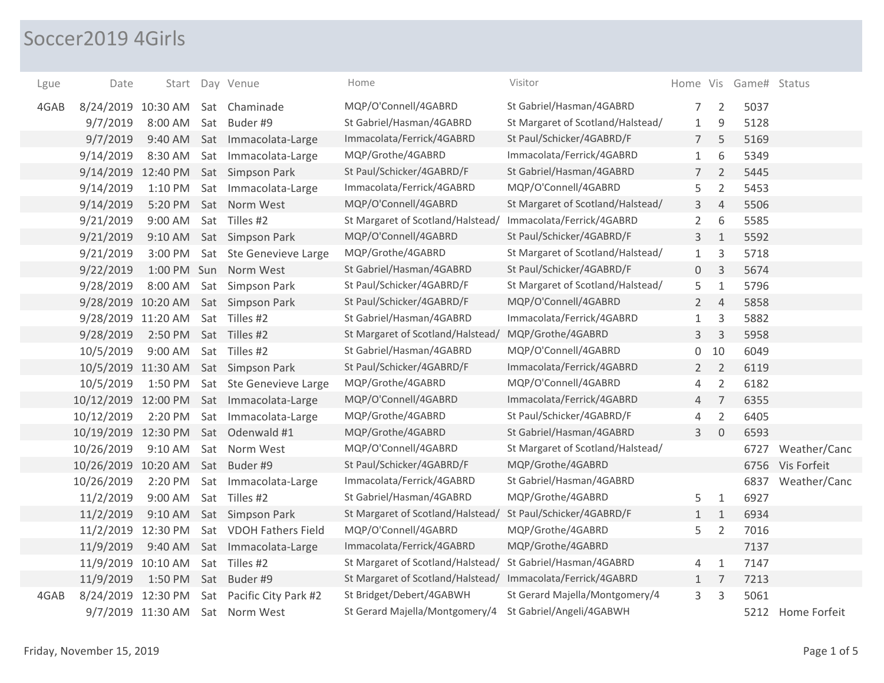# Soccer2019 4Girls

| Lgue | Date | Start | Day | Venue | Home | Visitor | Home | Vis | Game# | Status |
|---|---|---|---|---|---|---|---|---|---|---|
| 4GAB | 8/24/2019 | 10:30 AM | Sat | Chaminade | MQP/O'Connell/4GABRD | St Gabriel/Hasman/4GABRD | 7 | 2 | 5037 | |
| | 9/7/2019 | 8:00 AM | Sat | Buder #9 | St Gabriel/Hasman/4GABRD | St Margaret of Scotland/Halstead/ | 1 | 9 | 5128 | |
| | 9/7/2019 | 9:40 AM | Sat | Immacolata-Large | Immacolata/Ferrick/4GABRD | St Paul/Schicker/4GABRD/F | 7 | 5 | 5169 | |
| | 9/14/2019 | 8:30 AM | Sat | Immacolata-Large | MQP/Grothe/4GABRD | Immacolata/Ferrick/4GABRD | 1 | 6 | 5349 | |
| | 9/14/2019 | 12:40 PM | Sat | Simpson Park | St Paul/Schicker/4GABRD/F | St Gabriel/Hasman/4GABRD | 7 | 2 | 5445 | |
| | 9/14/2019 | 1:10 PM | Sat | Immacolata-Large | Immacolata/Ferrick/4GABRD | MQP/O'Connell/4GABRD | 5 | 2 | 5453 | |
| | 9/14/2019 | 5:20 PM | Sat | Norm West | MQP/O'Connell/4GABRD | St Margaret of Scotland/Halstead/ | 3 | 4 | 5506 | |
| | 9/21/2019 | 9:00 AM | Sat | Tilles #2 | St Margaret of Scotland/Halstead/ | Immacolata/Ferrick/4GABRD | 2 | 6 | 5585 | |
| | 9/21/2019 | 9:10 AM | Sat | Simpson Park | MQP/O'Connell/4GABRD | St Paul/Schicker/4GABRD/F | 3 | 1 | 5592 | |
| | 9/21/2019 | 3:00 PM | Sat | Ste Genevieve Large | MQP/Grothe/4GABRD | St Margaret of Scotland/Halstead/ | 1 | 3 | 5718 | |
| | 9/22/2019 | 1:00 PM | Sun | Norm West | St Gabriel/Hasman/4GABRD | St Paul/Schicker/4GABRD/F | 0 | 3 | 5674 | |
| | 9/28/2019 | 8:00 AM | Sat | Simpson Park | St Paul/Schicker/4GABRD/F | St Margaret of Scotland/Halstead/ | 5 | 1 | 5796 | |
| | 9/28/2019 | 10:20 AM | Sat | Simpson Park | St Paul/Schicker/4GABRD/F | MQP/O'Connell/4GABRD | 2 | 4 | 5858 | |
| | 9/28/2019 | 11:20 AM | Sat | Tilles #2 | St Gabriel/Hasman/4GABRD | Immacolata/Ferrick/4GABRD | 1 | 3 | 5882 | |
| | 9/28/2019 | 2:50 PM | Sat | Tilles #2 | St Margaret of Scotland/Halstead/ | MQP/Grothe/4GABRD | 3 | 3 | 5958 | |
| | 10/5/2019 | 9:00 AM | Sat | Tilles #2 | St Gabriel/Hasman/4GABRD | MQP/O'Connell/4GABRD | 0 | 10 | 6049 | |
| | 10/5/2019 | 11:30 AM | Sat | Simpson Park | St Paul/Schicker/4GABRD/F | Immacolata/Ferrick/4GABRD | 2 | 2 | 6119 | |
| | 10/5/2019 | 1:50 PM | Sat | Ste Genevieve Large | MQP/Grothe/4GABRD | MQP/O'Connell/4GABRD | 4 | 2 | 6182 | |
| | 10/12/2019 | 12:00 PM | Sat | Immacolata-Large | MQP/O'Connell/4GABRD | Immacolata/Ferrick/4GABRD | 4 | 7 | 6355 | |
| | 10/12/2019 | 2:20 PM | Sat | Immacolata-Large | MQP/Grothe/4GABRD | St Paul/Schicker/4GABRD/F | 4 | 2 | 6405 | |
| | 10/19/2019 | 12:30 PM | Sat | Odenwald #1 | MQP/Grothe/4GABRD | St Gabriel/Hasman/4GABRD | 3 | 0 | 6593 | |
| | 10/26/2019 | 9:10 AM | Sat | Norm West | MQP/O'Connell/4GABRD | St Margaret of Scotland/Halstead/ | | | 6727 | Weather/Canc |
| | 10/26/2019 | 10:20 AM | Sat | Buder #9 | St Paul/Schicker/4GABRD/F | MQP/Grothe/4GABRD | | | 6756 | Vis Forfeit |
| | 10/26/2019 | 2:20 PM | Sat | Immacolata-Large | Immacolata/Ferrick/4GABRD | St Gabriel/Hasman/4GABRD | | | 6837 | Weather/Canc |
| | 11/2/2019 | 9:00 AM | Sat | Tilles #2 | St Gabriel/Hasman/4GABRD | MQP/Grothe/4GABRD | 5 | 1 | 6927 | |
| | 11/2/2019 | 9:10 AM | Sat | Simpson Park | St Margaret of Scotland/Halstead/ | St Paul/Schicker/4GABRD/F | 1 | 1 | 6934 | |
| | 11/2/2019 | 12:30 PM | Sat | VDOH Fathers Field | MQP/O'Connell/4GABRD | MQP/Grothe/4GABRD | 5 | 2 | 7016 | |
| | 11/9/2019 | 9:40 AM | Sat | Immacolata-Large | Immacolata/Ferrick/4GABRD | MQP/Grothe/4GABRD | | | 7137 | |
| | 11/9/2019 | 10:10 AM | Sat | Tilles #2 | St Margaret of Scotland/Halstead/ | St Gabriel/Hasman/4GABRD | 4 | 1 | 7147 | |
| | 11/9/2019 | 1:50 PM | Sat | Buder #9 | St Margaret of Scotland/Halstead/ | Immacolata/Ferrick/4GABRD | 1 | 7 | 7213 | |
| 4GAB | 8/24/2019 | 12:30 PM | Sat | Pacific City Park #2 | St Bridget/Debert/4GABWH | St Gerard Majella/Montgomery/4 | 3 | 3 | 5061 | |
| | 9/7/2019 | 11:30 AM | Sat | Norm West | St Gerard Majella/Montgomery/4 | St Gabriel/Angeli/4GABWH | | | 5212 | Home Forfeit |

Friday, November 15, 2019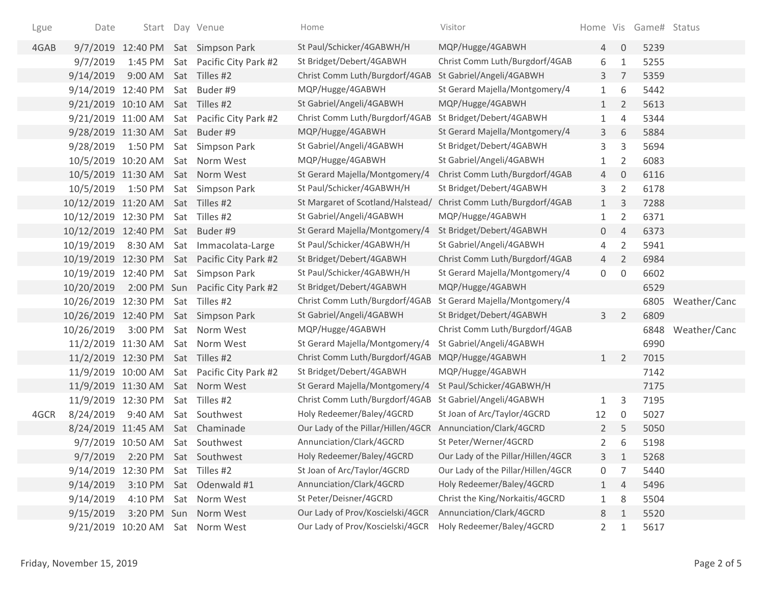| Lgue | Date | Start | Day | Venue | Home | Visitor | Home | Vis | Game# | Status |
|---|---|---|---|---|---|---|---|---|---|---|
| 4GAB | 9/7/2019 | 12:40 PM | Sat | Simpson Park | St Paul/Schicker/4GABWH/H | MQP/Hugge/4GABWH | 4 | 0 | 5239 | |
| | 9/7/2019 | 1:45 PM | Sat | Pacific City Park #2 | St Bridget/Debert/4GABWH | Christ Comm Luth/Burgdorf/4GAB | 6 | 1 | 5255 | |
| | 9/14/2019 | 9:00 AM | Sat | Tilles #2 | Christ Comm Luth/Burgdorf/4GAB | St Gabriel/Angeli/4GABWH | 3 | 7 | 5359 | |
| | 9/14/2019 | 12:40 PM | Sat | Buder #9 | MQP/Hugge/4GABWH | St Gerard Majella/Montgomery/4 | 1 | 6 | 5442 | |
| | 9/21/2019 | 10:10 AM | Sat | Tilles #2 | St Gabriel/Angeli/4GABWH | MQP/Hugge/4GABWH | 1 | 2 | 5613 | |
| | 9/21/2019 | 11:00 AM | Sat | Pacific City Park #2 | Christ Comm Luth/Burgdorf/4GAB | St Bridget/Debert/4GABWH | 1 | 4 | 5344 | |
| | 9/28/2019 | 11:30 AM | Sat | Buder #9 | MQP/Hugge/4GABWH | St Gerard Majella/Montgomery/4 | 3 | 6 | 5884 | |
| | 9/28/2019 | 1:50 PM | Sat | Simpson Park | St Gabriel/Angeli/4GABWH | St Bridget/Debert/4GABWH | 3 | 3 | 5694 | |
| | 10/5/2019 | 10:20 AM | Sat | Norm West | MQP/Hugge/4GABWH | St Gabriel/Angeli/4GABWH | 1 | 2 | 6083 | |
| | 10/5/2019 | 11:30 AM | Sat | Norm West | St Gerard Majella/Montgomery/4 | Christ Comm Luth/Burgdorf/4GAB | 4 | 0 | 6116 | |
| | 10/5/2019 | 1:50 PM | Sat | Simpson Park | St Paul/Schicker/4GABWH/H | St Bridget/Debert/4GABWH | 3 | 2 | 6178 | |
| | 10/12/2019 | 11:20 AM | Sat | Tilles #2 | St Margaret of Scotland/Halstead/ | Christ Comm Luth/Burgdorf/4GAB | 1 | 3 | 7288 | |
| | 10/12/2019 | 12:30 PM | Sat | Tilles #2 | St Gabriel/Angeli/4GABWH | MQP/Hugge/4GABWH | 1 | 2 | 6371 | |
| | 10/12/2019 | 12:40 PM | Sat | Buder #9 | St Gerard Majella/Montgomery/4 | St Bridget/Debert/4GABWH | 0 | 4 | 6373 | |
| | 10/19/2019 | 8:30 AM | Sat | Immacolata-Large | St Paul/Schicker/4GABWH/H | St Gabriel/Angeli/4GABWH | 4 | 2 | 5941 | |
| | 10/19/2019 | 12:30 PM | Sat | Pacific City Park #2 | St Bridget/Debert/4GABWH | Christ Comm Luth/Burgdorf/4GAB | 4 | 2 | 6984 | |
| | 10/19/2019 | 12:40 PM | Sat | Simpson Park | St Paul/Schicker/4GABWH/H | St Gerard Majella/Montgomery/4 | 0 | 0 | 6602 | |
| | 10/20/2019 | 2:00 PM | Sun | Pacific City Park #2 | St Bridget/Debert/4GABWH | MQP/Hugge/4GABWH | | | 6529 | |
| | 10/26/2019 | 12:30 PM | Sat | Tilles #2 | Christ Comm Luth/Burgdorf/4GAB | St Gerard Majella/Montgomery/4 | | | 6805 | Weather/Canc |
| | 10/26/2019 | 12:40 PM | Sat | Simpson Park | St Gabriel/Angeli/4GABWH | St Bridget/Debert/4GABWH | 3 | 2 | 6809 | |
| | 10/26/2019 | 3:00 PM | Sat | Norm West | MQP/Hugge/4GABWH | Christ Comm Luth/Burgdorf/4GAB | | | 6848 | Weather/Canc |
| | 11/2/2019 | 11:30 AM | Sat | Norm West | St Gerard Majella/Montgomery/4 | St Gabriel/Angeli/4GABWH | | | 6990 | |
| | 11/2/2019 | 12:30 PM | Sat | Tilles #2 | Christ Comm Luth/Burgdorf/4GAB | MQP/Hugge/4GABWH | 1 | 2 | 7015 | |
| | 11/9/2019 | 10:00 AM | Sat | Pacific City Park #2 | St Bridget/Debert/4GABWH | MQP/Hugge/4GABWH | | | 7142 | |
| | 11/9/2019 | 11:30 AM | Sat | Norm West | St Gerard Majella/Montgomery/4 | St Paul/Schicker/4GABWH/H | | | 7175 | |
| | 11/9/2019 | 12:30 PM | Sat | Tilles #2 | Christ Comm Luth/Burgdorf/4GAB | St Gabriel/Angeli/4GABWH | 1 | 3 | 7195 | |
| 4GCR | 8/24/2019 | 9:40 AM | Sat | Southwest | Holy Redeemer/Baley/4GCRD | St Joan of Arc/Taylor/4GCRD | 12 | 0 | 5027 | |
| | 8/24/2019 | 11:45 AM | Sat | Chaminade | Our Lady of the Pillar/Hillen/4GCR | Annunciation/Clark/4GCRD | 2 | 5 | 5050 | |
| | 9/7/2019 | 10:50 AM | Sat | Southwest | Annunciation/Clark/4GCRD | St Peter/Werner/4GCRD | 2 | 6 | 5198 | |
| | 9/7/2019 | 2:20 PM | Sat | Southwest | Holy Redeemer/Baley/4GCRD | Our Lady of the Pillar/Hillen/4GCR | 3 | 1 | 5268 | |
| | 9/14/2019 | 12:30 PM | Sat | Tilles #2 | St Joan of Arc/Taylor/4GCRD | Our Lady of the Pillar/Hillen/4GCR | 0 | 7 | 5440 | |
| | 9/14/2019 | 3:10 PM | Sat | Odenwald #1 | Annunciation/Clark/4GCRD | Holy Redeemer/Baley/4GCRD | 1 | 4 | 5496 | |
| | 9/14/2019 | 4:10 PM | Sat | Norm West | St Peter/Deisner/4GCRD | Christ the King/Norkaitis/4GCRD | 1 | 8 | 5504 | |
| | 9/15/2019 | 3:20 PM | Sun | Norm West | Our Lady of Prov/Koscielski/4GCR | Annunciation/Clark/4GCRD | 8 | 1 | 5520 | |
| | 9/21/2019 | 10:20 AM | Sat | Norm West | Our Lady of Prov/Koscielski/4GCR | Holy Redeemer/Baley/4GCRD | 2 | 1 | 5617 | |

Friday, November 15, 2019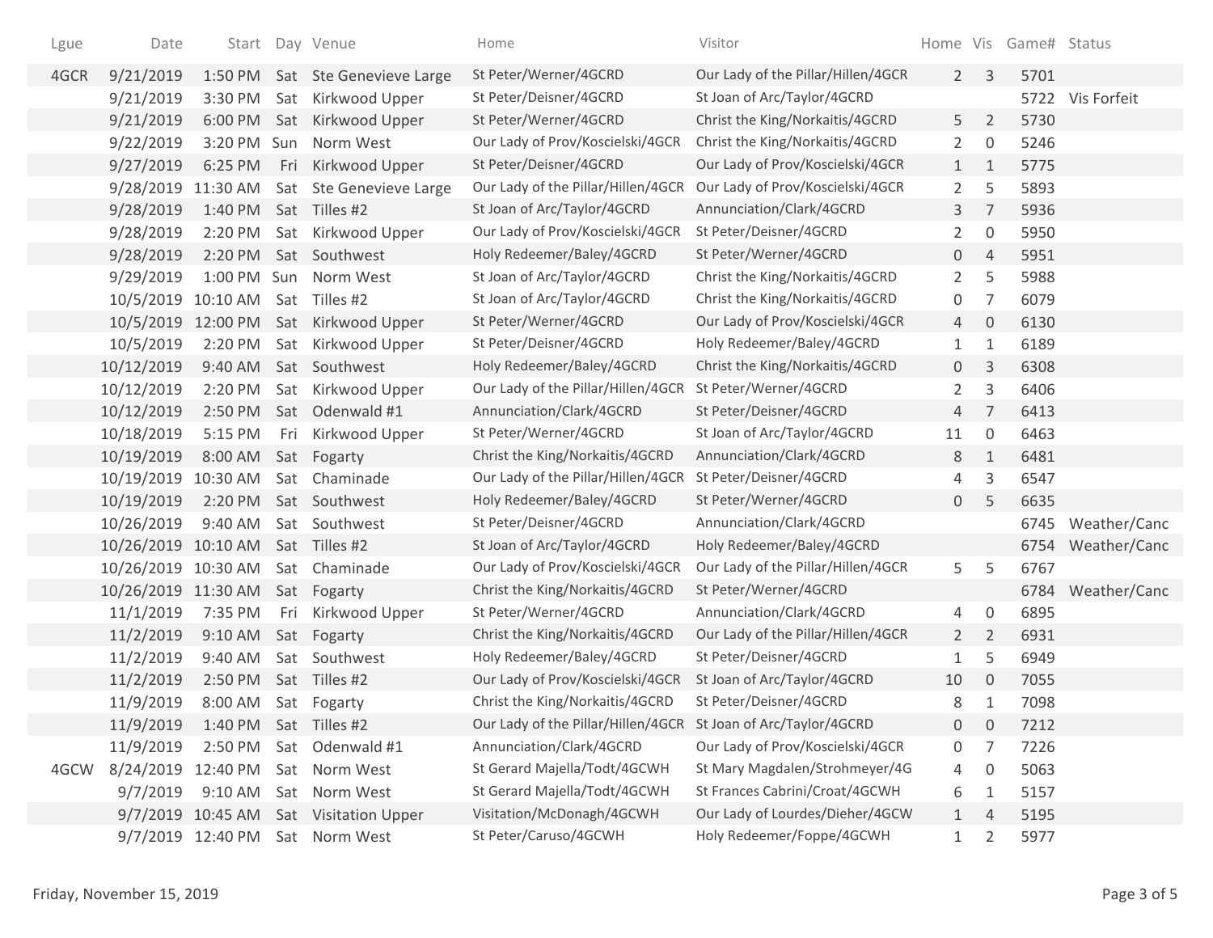| Lgue | Date | Start | Day | Venue | Home | Visitor | Home | Vis | Game# | Status |
|---|---|---|---|---|---|---|---|---|---|---|
| 4GCR | 9/21/2019 | 1:50 PM | Sat | Ste Genevieve Large | St Peter/Werner/4GCRD | Our Lady of the Pillar/Hillen/4GCR | 2 | 3 | 5701 | |
| | 9/21/2019 | 3:30 PM | Sat | Kirkwood Upper | St Peter/Deisner/4GCRD | St Joan of Arc/Taylor/4GCRD | | | 5722 | Vis Forfeit |
| | 9/21/2019 | 6:00 PM | Sat | Kirkwood Upper | St Peter/Werner/4GCRD | Christ the King/Norkaitis/4GCRD | 5 | 2 | 5730 | |
| | 9/22/2019 | 3:20 PM | Sun | Norm West | Our Lady of Prov/Koscielski/4GCR | Christ the King/Norkaitis/4GCRD | 2 | 0 | 5246 | |
| | 9/27/2019 | 6:25 PM | Fri | Kirkwood Upper | St Peter/Deisner/4GCRD | Our Lady of Prov/Koscielski/4GCR | 1 | 1 | 5775 | |
| | 9/28/2019 | 11:30 AM | Sat | Ste Genevieve Large | Our Lady of the Pillar/Hillen/4GCR | Our Lady of Prov/Koscielski/4GCR | 2 | 5 | 5893 | |
| | 9/28/2019 | 1:40 PM | Sat | Tilles #2 | St Joan of Arc/Taylor/4GCRD | Annunciation/Clark/4GCRD | 3 | 7 | 5936 | |
| | 9/28/2019 | 2:20 PM | Sat | Kirkwood Upper | Our Lady of Prov/Koscielski/4GCR | St Peter/Deisner/4GCRD | 2 | 0 | 5950 | |
| | 9/28/2019 | 2:20 PM | Sat | Southwest | Holy Redeemer/Baley/4GCRD | St Peter/Werner/4GCRD | 0 | 4 | 5951 | |
| | 9/29/2019 | 1:00 PM | Sun | Norm West | St Joan of Arc/Taylor/4GCRD | Christ the King/Norkaitis/4GCRD | 2 | 5 | 5988 | |
| | 10/5/2019 | 10:10 AM | Sat | Tilles #2 | St Joan of Arc/Taylor/4GCRD | Christ the King/Norkaitis/4GCRD | 0 | 7 | 6079 | |
| | 10/5/2019 | 12:00 PM | Sat | Kirkwood Upper | St Peter/Werner/4GCRD | Our Lady of Prov/Koscielski/4GCR | 4 | 0 | 6130 | |
| | 10/5/2019 | 2:20 PM | Sat | Kirkwood Upper | St Peter/Deisner/4GCRD | Holy Redeemer/Baley/4GCRD | 1 | 1 | 6189 | |
| | 10/12/2019 | 9:40 AM | Sat | Southwest | Holy Redeemer/Baley/4GCRD | Christ the King/Norkaitis/4GCRD | 0 | 3 | 6308 | |
| | 10/12/2019 | 2:20 PM | Sat | Kirkwood Upper | Our Lady of the Pillar/Hillen/4GCR | St Peter/Werner/4GCRD | 2 | 3 | 6406 | |
| | 10/12/2019 | 2:50 PM | Sat | Odenwald #1 | Annunciation/Clark/4GCRD | St Peter/Deisner/4GCRD | 4 | 7 | 6413 | |
| | 10/18/2019 | 5:15 PM | Fri | Kirkwood Upper | St Peter/Werner/4GCRD | St Joan of Arc/Taylor/4GCRD | 11 | 0 | 6463 | |
| | 10/19/2019 | 8:00 AM | Sat | Fogarty | Christ the King/Norkaitis/4GCRD | Annunciation/Clark/4GCRD | 8 | 1 | 6481 | |
| | 10/19/2019 | 10:30 AM | Sat | Chaminade | Our Lady of the Pillar/Hillen/4GCR | St Peter/Deisner/4GCRD | 4 | 3 | 6547 | |
| | 10/19/2019 | 2:20 PM | Sat | Southwest | Holy Redeemer/Baley/4GCRD | St Peter/Werner/4GCRD | 0 | 5 | 6635 | |
| | 10/26/2019 | 9:40 AM | Sat | Southwest | St Peter/Deisner/4GCRD | Annunciation/Clark/4GCRD | | | 6745 | Weather/Canc |
| | 10/26/2019 | 10:10 AM | Sat | Tilles #2 | St Joan of Arc/Taylor/4GCRD | Holy Redeemer/Baley/4GCRD | | | 6754 | Weather/Canc |
| | 10/26/2019 | 10:30 AM | Sat | Chaminade | Our Lady of Prov/Koscielski/4GCR | Our Lady of the Pillar/Hillen/4GCR | 5 | 5 | 6767 | |
| | 10/26/2019 | 11:30 AM | Sat | Fogarty | Christ the King/Norkaitis/4GCRD | St Peter/Werner/4GCRD | | | 6784 | Weather/Canc |
| | 11/1/2019 | 7:35 PM | Fri | Kirkwood Upper | St Peter/Werner/4GCRD | Annunciation/Clark/4GCRD | 4 | 0 | 6895 | |
| | 11/2/2019 | 9:10 AM | Sat | Fogarty | Christ the King/Norkaitis/4GCRD | Our Lady of the Pillar/Hillen/4GCR | 2 | 2 | 6931 | |
| | 11/2/2019 | 9:40 AM | Sat | Southwest | Holy Redeemer/Baley/4GCRD | St Peter/Deisner/4GCRD | 1 | 5 | 6949 | |
| | 11/2/2019 | 2:50 PM | Sat | Tilles #2 | Our Lady of Prov/Koscielski/4GCR | St Joan of Arc/Taylor/4GCRD | 10 | 0 | 7055 | |
| | 11/9/2019 | 8:00 AM | Sat | Fogarty | Christ the King/Norkaitis/4GCRD | St Peter/Deisner/4GCRD | 8 | 1 | 7098 | |
| | 11/9/2019 | 1:40 PM | Sat | Tilles #2 | Our Lady of the Pillar/Hillen/4GCR | St Joan of Arc/Taylor/4GCRD | 0 | 0 | 7212 | |
| | 11/9/2019 | 2:50 PM | Sat | Odenwald #1 | Annunciation/Clark/4GCRD | Our Lady of Prov/Koscielski/4GCR | 0 | 7 | 7226 | |
| 4GCW | 8/24/2019 | 12:40 PM | Sat | Norm West | St Gerard Majella/Todt/4GCWH | St Mary Magdalen/Strohmeyer/4G | 4 | 0 | 5063 | |
| | 9/7/2019 | 9:10 AM | Sat | Norm West | St Gerard Majella/Todt/4GCWH | St Frances Cabrini/Croat/4GCWH | 6 | 1 | 5157 | |
| | 9/7/2019 | 10:45 AM | Sat | Visitation Upper | Visitation/McDonagh/4GCWH | Our Lady of Lourdes/Dieher/4GCW | 1 | 4 | 5195 | |
| | 9/7/2019 | 12:40 PM | Sat | Norm West | St Peter/Caruso/4GCWH | Holy Redeemer/Foppe/4GCWH | 1 | 2 | 5977 | |

Friday, November 15, 2019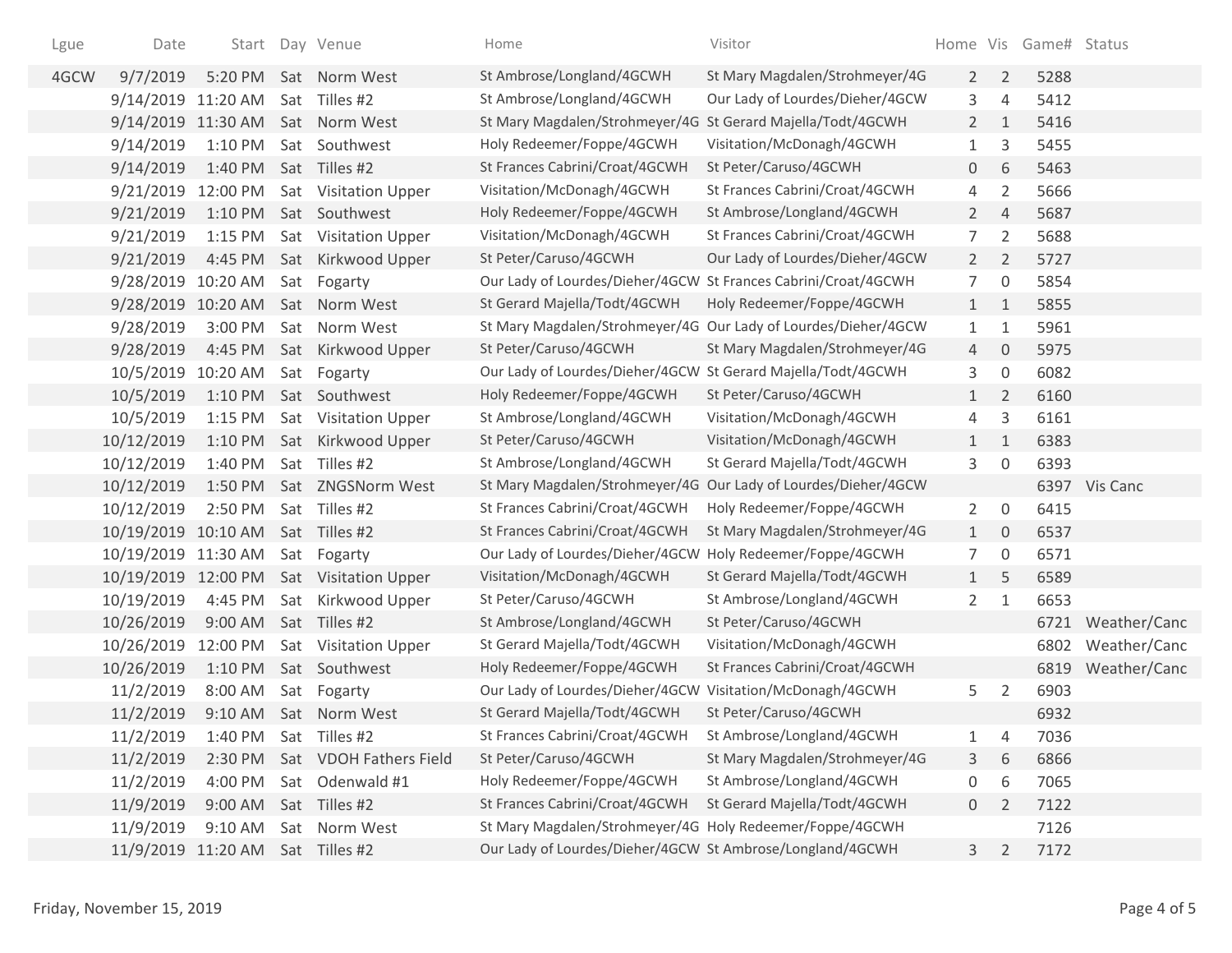| Lgue | Date | Start | Day | Venue | Home | Visitor | Home | Vis | Game# | Status |
|---|---|---|---|---|---|---|---|---|---|---|
| 4GCW | 9/7/2019 | 5:20 PM | Sat | Norm West | St Ambrose/Longland/4GCWH | St Mary Magdalen/Strohmeyer/4G | 2 | 2 | 5288 | |
| | 9/14/2019 | 11:20 AM | Sat | Tilles #2 | St Ambrose/Longland/4GCWH | Our Lady of Lourdes/Dieher/4GCW | 3 | 4 | 5412 | |
| | 9/14/2019 | 11:30 AM | Sat | Norm West | St Mary Magdalen/Strohmeyer/4G | St Gerard Majella/Todt/4GCWH | 2 | 1 | 5416 | |
| | 9/14/2019 | 1:10 PM | Sat | Southwest | Holy Redeemer/Foppe/4GCWH | Visitation/McDonagh/4GCWH | 1 | 3 | 5455 | |
| | 9/14/2019 | 1:40 PM | Sat | Tilles #2 | St Frances Cabrini/Croat/4GCWH | St Peter/Caruso/4GCWH | 0 | 6 | 5463 | |
| | 9/21/2019 | 12:00 PM | Sat | Visitation Upper | Visitation/McDonagh/4GCWH | St Frances Cabrini/Croat/4GCWH | 4 | 2 | 5666 | |
| | 9/21/2019 | 1:10 PM | Sat | Southwest | Holy Redeemer/Foppe/4GCWH | St Ambrose/Longland/4GCWH | 2 | 4 | 5687 | |
| | 9/21/2019 | 1:15 PM | Sat | Visitation Upper | Visitation/McDonagh/4GCWH | St Frances Cabrini/Croat/4GCWH | 7 | 2 | 5688 | |
| | 9/21/2019 | 4:45 PM | Sat | Kirkwood Upper | St Peter/Caruso/4GCWH | Our Lady of Lourdes/Dieher/4GCW | 2 | 2 | 5727 | |
| | 9/28/2019 | 10:20 AM | Sat | Fogarty | Our Lady of Lourdes/Dieher/4GCW | St Frances Cabrini/Croat/4GCWH | 7 | 0 | 5854 | |
| | 9/28/2019 | 10:20 AM | Sat | Norm West | St Gerard Majella/Todt/4GCWH | Holy Redeemer/Foppe/4GCWH | 1 | 1 | 5855 | |
| | 9/28/2019 | 3:00 PM | Sat | Norm West | St Mary Magdalen/Strohmeyer/4G | Our Lady of Lourdes/Dieher/4GCW | 1 | 1 | 5961 | |
| | 9/28/2019 | 4:45 PM | Sat | Kirkwood Upper | St Peter/Caruso/4GCWH | St Mary Magdalen/Strohmeyer/4G | 4 | 0 | 5975 | |
| | 10/5/2019 | 10:20 AM | Sat | Fogarty | Our Lady of Lourdes/Dieher/4GCW | St Gerard Majella/Todt/4GCWH | 3 | 0 | 6082 | |
| | 10/5/2019 | 1:10 PM | Sat | Southwest | Holy Redeemer/Foppe/4GCWH | St Peter/Caruso/4GCWH | 1 | 2 | 6160 | |
| | 10/5/2019 | 1:15 PM | Sat | Visitation Upper | St Ambrose/Longland/4GCWH | Visitation/McDonagh/4GCWH | 4 | 3 | 6161 | |
| | 10/12/2019 | 1:10 PM | Sat | Kirkwood Upper | St Peter/Caruso/4GCWH | Visitation/McDonagh/4GCWH | 1 | 1 | 6383 | |
| | 10/12/2019 | 1:40 PM | Sat | Tilles #2 | St Ambrose/Longland/4GCWH | St Gerard Majella/Todt/4GCWH | 3 | 0 | 6393 | |
| | 10/12/2019 | 1:50 PM | Sat | ZNGSNorm West | St Mary Magdalen/Strohmeyer/4G | Our Lady of Lourdes/Dieher/4GCW | | | 6397 | Vis Canc |
| | 10/12/2019 | 2:50 PM | Sat | Tilles #2 | St Frances Cabrini/Croat/4GCWH | Holy Redeemer/Foppe/4GCWH | 2 | 0 | 6415 | |
| | 10/19/2019 | 10:10 AM | Sat | Tilles #2 | St Frances Cabrini/Croat/4GCWH | St Mary Magdalen/Strohmeyer/4G | 1 | 0 | 6537 | |
| | 10/19/2019 | 11:30 AM | Sat | Fogarty | Our Lady of Lourdes/Dieher/4GCW | Holy Redeemer/Foppe/4GCWH | 7 | 0 | 6571 | |
| | 10/19/2019 | 12:00 PM | Sat | Visitation Upper | Visitation/McDonagh/4GCWH | St Gerard Majella/Todt/4GCWH | 1 | 5 | 6589 | |
| | 10/19/2019 | 4:45 PM | Sat | Kirkwood Upper | St Peter/Caruso/4GCWH | St Ambrose/Longland/4GCWH | 2 | 1 | 6653 | |
| | 10/26/2019 | 9:00 AM | Sat | Tilles #2 | St Ambrose/Longland/4GCWH | St Peter/Caruso/4GCWH | | | 6721 | Weather/Canc |
| | 10/26/2019 | 12:00 PM | Sat | Visitation Upper | St Gerard Majella/Todt/4GCWH | Visitation/McDonagh/4GCWH | | | 6802 | Weather/Canc |
| | 10/26/2019 | 1:10 PM | Sat | Southwest | Holy Redeemer/Foppe/4GCWH | St Frances Cabrini/Croat/4GCWH | | | 6819 | Weather/Canc |
| | 11/2/2019 | 8:00 AM | Sat | Fogarty | Our Lady of Lourdes/Dieher/4GCW | Visitation/McDonagh/4GCWH | 5 | 2 | 6903 | |
| | 11/2/2019 | 9:10 AM | Sat | Norm West | St Gerard Majella/Todt/4GCWH | St Peter/Caruso/4GCWH | | | 6932 | |
| | 11/2/2019 | 1:40 PM | Sat | Tilles #2 | St Frances Cabrini/Croat/4GCWH | St Ambrose/Longland/4GCWH | 1 | 4 | 7036 | |
| | 11/2/2019 | 2:30 PM | Sat | VDOH Fathers Field | St Peter/Caruso/4GCWH | St Mary Magdalen/Strohmeyer/4G | 3 | 6 | 6866 | |
| | 11/2/2019 | 4:00 PM | Sat | Odenwald #1 | Holy Redeemer/Foppe/4GCWH | St Ambrose/Longland/4GCWH | 0 | 6 | 7065 | |
| | 11/9/2019 | 9:00 AM | Sat | Tilles #2 | St Frances Cabrini/Croat/4GCWH | St Gerard Majella/Todt/4GCWH | 0 | 2 | 7122 | |
| | 11/9/2019 | 9:10 AM | Sat | Norm West | St Mary Magdalen/Strohmeyer/4G | Holy Redeemer/Foppe/4GCWH | | | 7126 | |
| | 11/9/2019 | 11:20 AM | Sat | Tilles #2 | Our Lady of Lourdes/Dieher/4GCW | St Ambrose/Longland/4GCWH | 3 | 2 | 7172 | |

Friday, November 15, 2019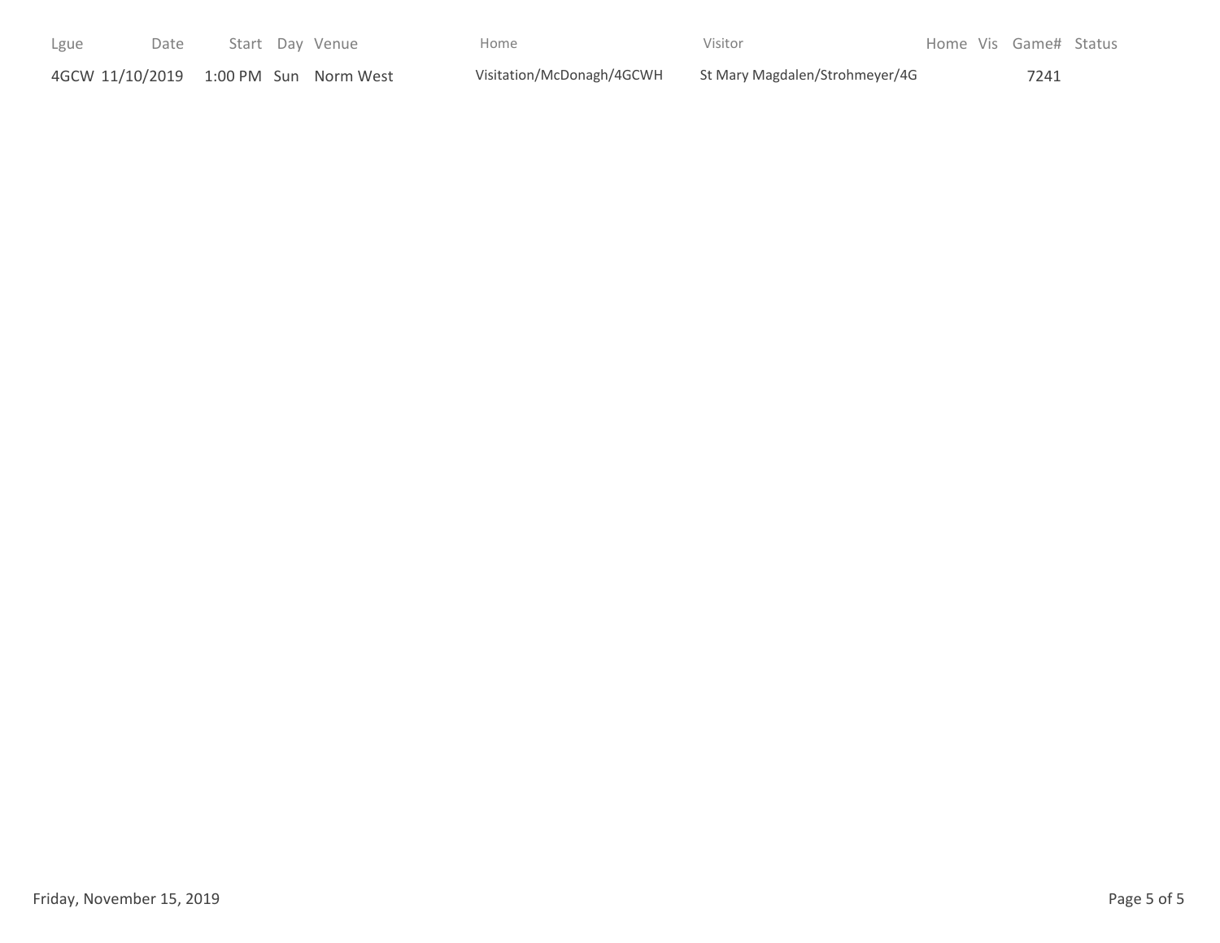| Lgue | Date | Start | Day | Venue | Home | Visitor | Home | Vis | Game# | Status |
|---|---|---|---|---|---|---|---|---|---|---|
| 4GCW | 11/10/2019 | 1:00 PM | Sun | Norm West | Visitation/McDonagh/4GCWH | St Mary Magdalen/Strohmeyer/4G | | | 7241 | |

Friday, November 15, 2019